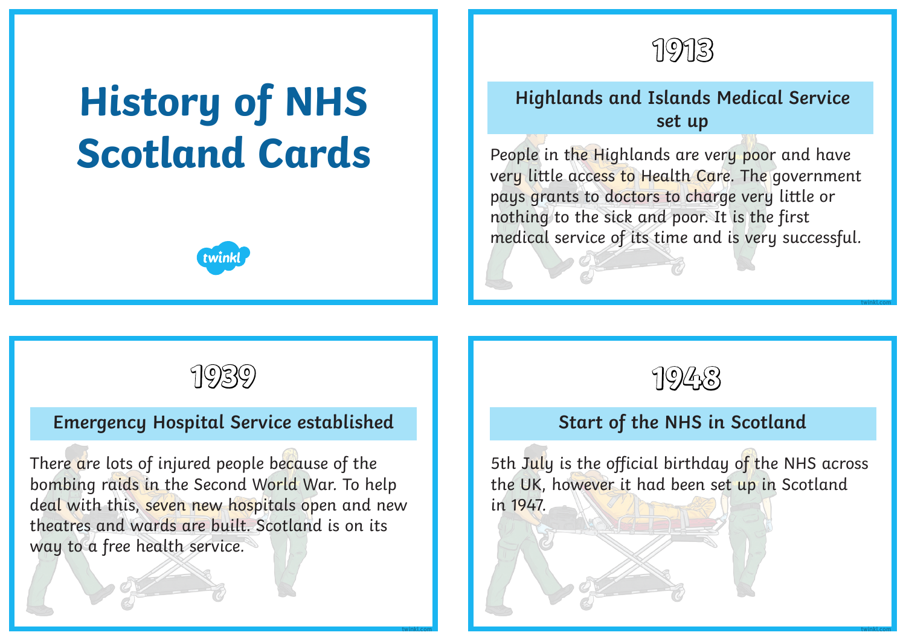# History of NHS Scotland Cards

## 1913

### Highlands and Islands Medical Service set up

People in the Highlands are very poor and have very little access to Health Care. The government pays grants to doctors to charge very little or nothing to the sick and poor. It is the first medical service of its time and is very successful.

## 1939

### Emergency Hospital Service established

There are lots of injured people because of the bombing raids in the Second World War. To help deal with this, seven new hospitals open and new theatres and wards are built. Scotland is on its way to a free health service.

## 1948

### Start of the NHS in Scotland

5th July is the official birthday of the NHS across the UK, however it had been set up in Scotland in 1947.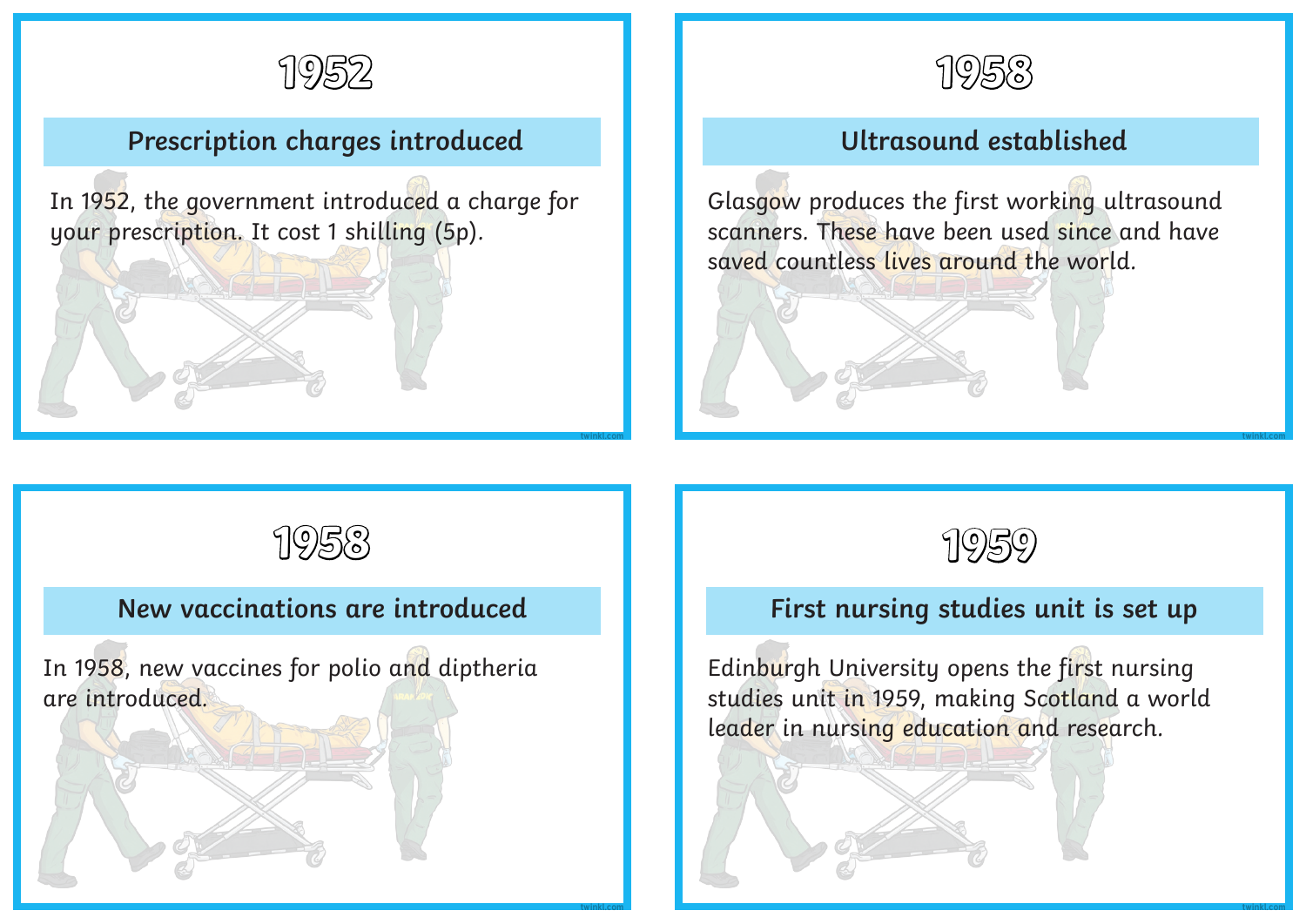## 1952

### Prescription charges introduced

In 1952, the government introduced a charge for your prescription. It cost 1 shilling (5p).

## 1958

### Ultrasound established

Glasgow produces the first working ultrasound scanners. These have been used since and have saved countless lives around the world.

## 1958

### New vaccinations are introduced

In 1958, new vaccines for polio and diptheria are introduced.

## 1959

### First nursing studies unit is set up

Edinburgh University opens the first nursing studies unit in 1959, making Scotland a world leader in nursing education and research.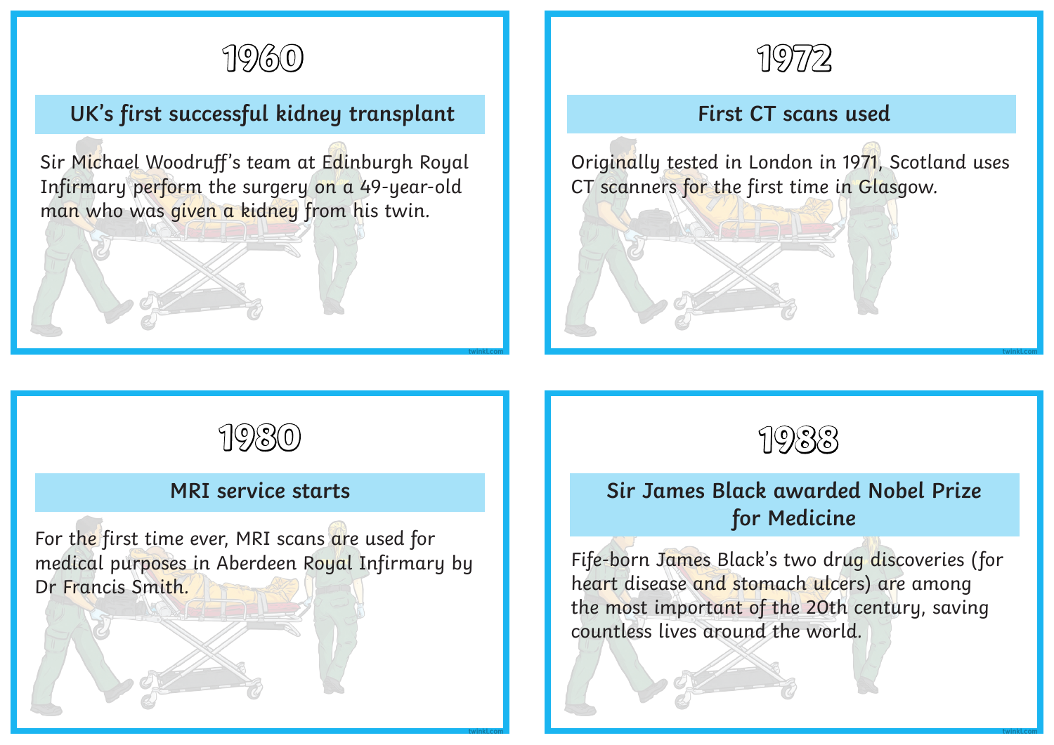## 1960

### UK's first successful kidney transplant

Sir Michael Woodruff's team at Edinburgh Royal Infirmary perform the surgery on a 49-year-old man who was given a kidney from his twin.

## 1972

### First CT scans used

Originally tested in London in 1971, Scotland uses CT scanners for the first time in Glasgow.

## 1980

### MRI service starts

For the first time ever, MRI scans are used for medical purposes in Aberdeen Royal Infirmary by Dr Francis Smith.

## 1988

### Sir James Black awarded Nobel Prize for Medicine

Fife-born James Black's two drug discoveries (for heart disease and stomach ulcers) are among the most important of the 20th century, saving countless lives around the world.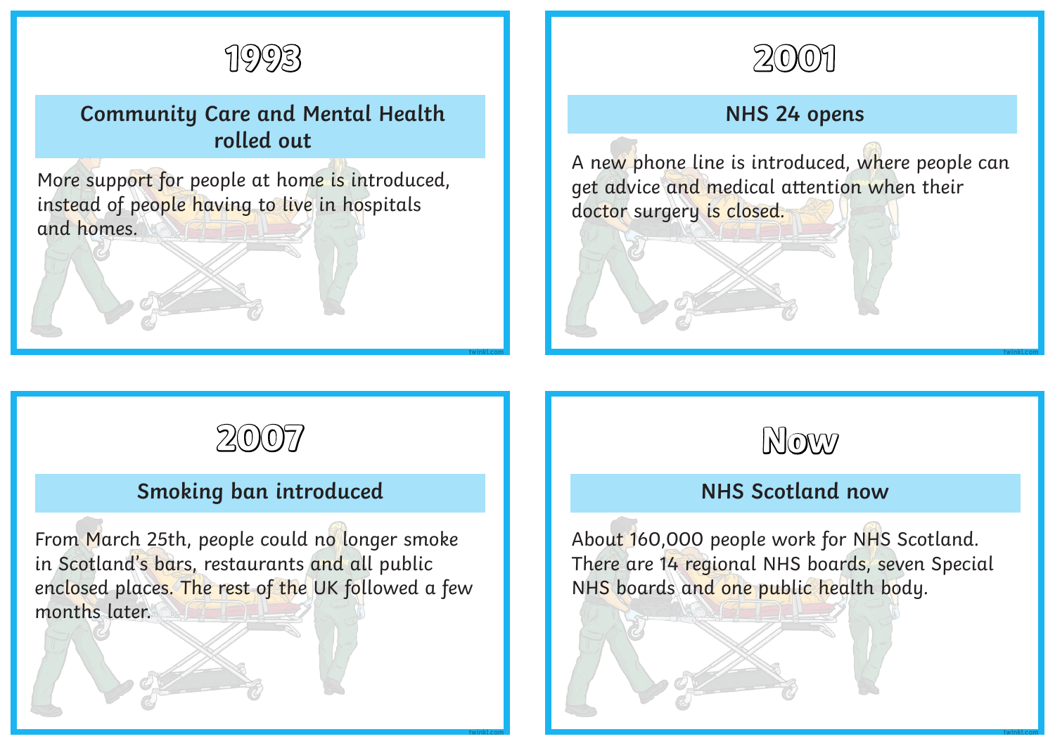## 1993

### Community Care and Mental Health rolled out

More support for people at home is introduced, instead of people having to live in hospitals and homes.

## 2001

### NHS 24 opens

A new phone line is introduced, where people can get advice and medical attention when their doctor surgery is closed.

## 2007

### Smoking ban introduced

From March 25th, people could no longer smoke in Scotland's bars, restaurants and all public enclosed places. The rest of the UK followed a few months later.

## Now

### NHS Scotland now

About 160,000 people work for NHS Scotland. There are 14 regional NHS boards, seven Special NHS boards and one public health body.